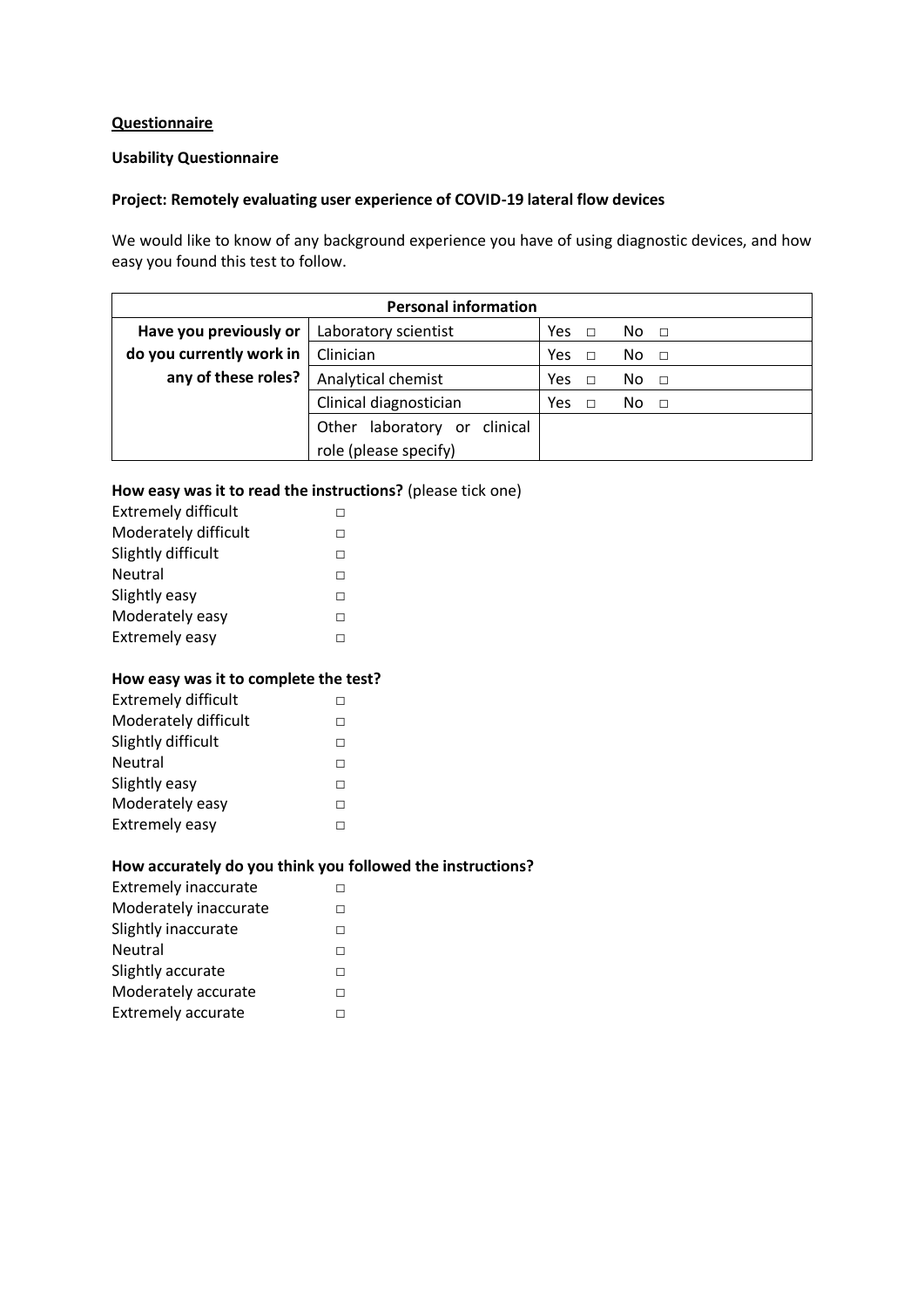**Questionnaire**

**Usability Questionnaire**

**Project: Remotely evaluating user experience of COVID-19 lateral flow devices**

We would like to know of any background experience you have of using diagnostic devices, and how easy you found this test to follow.

| **Personal information** | | |
|---|---|---|
| **Have you previously or do you currently work in any of these roles?** | Laboratory scientist | Yes □ No □ |
| | Clinician | Yes □ No □ |
| | Analytical chemist | Yes □ No □ |
| | Clinical diagnostician | Yes □ No □ |
| | Other laboratory or clinical role (please specify) | |

**How easy was it to read the instructions?** (please tick one)

Extremely difficult □
Moderately difficult □
Slightly difficult □
Neutral □
Slightly easy □
Moderately easy □
Extremely easy □

**How easy was it to complete the test?**

Extremely difficult □
Moderately difficult □
Slightly difficult □
Neutral □
Slightly easy □
Moderately easy □
Extremely easy □

**How accurately do you think you followed the instructions?**

Extremely inaccurate □
Moderately inaccurate □
Slightly inaccurate □
Neutral □
Slightly accurate □
Moderately accurate □
Extremely accurate □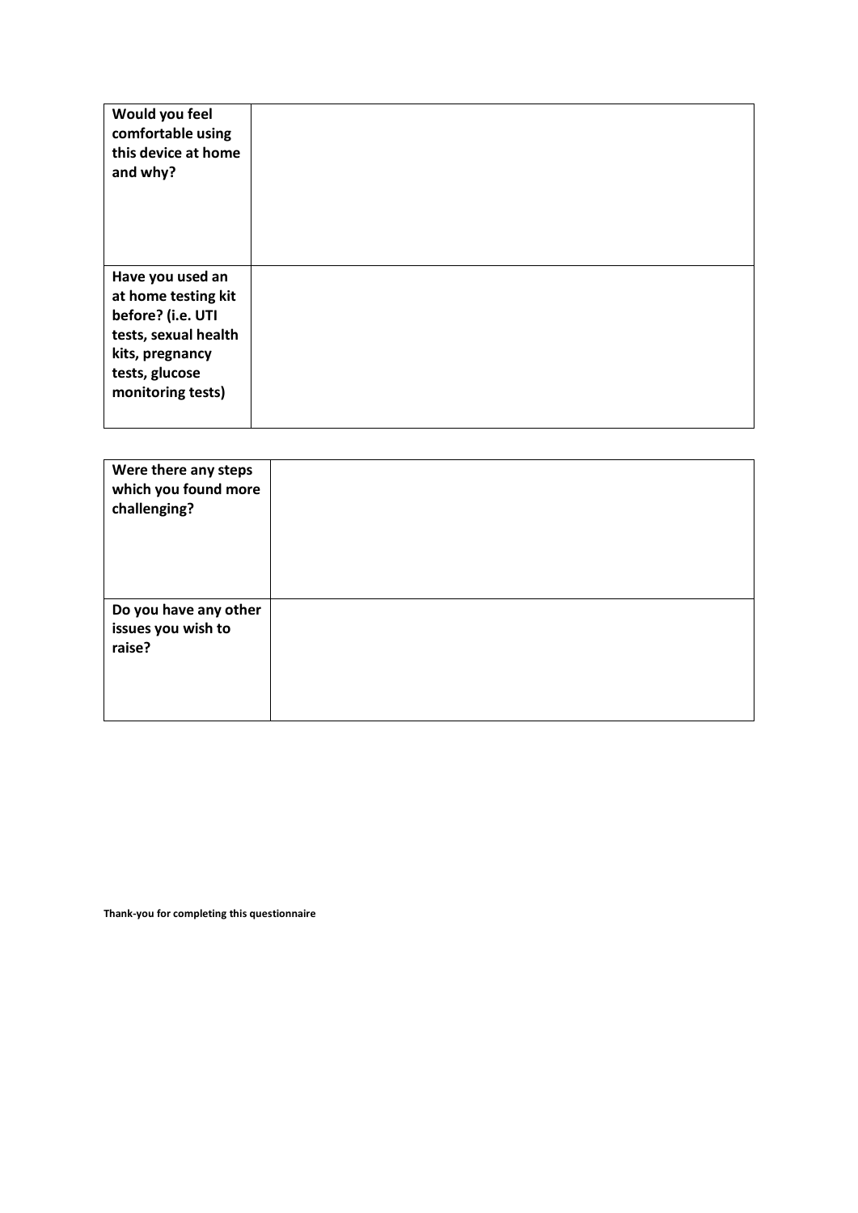| | |
|---|---|
| **Would you feel comfortable using this device at home and why?** | |
| **Have you used an at home testing kit before? (i.e. UTI tests, sexual health kits, pregnancy tests, glucose monitoring tests)** | |

| | |
|---|---|
| **Were there any steps which you found more challenging?** | |
| **Do you have any other issues you wish to raise?** | |

**Thank-you for completing this questionnaire**